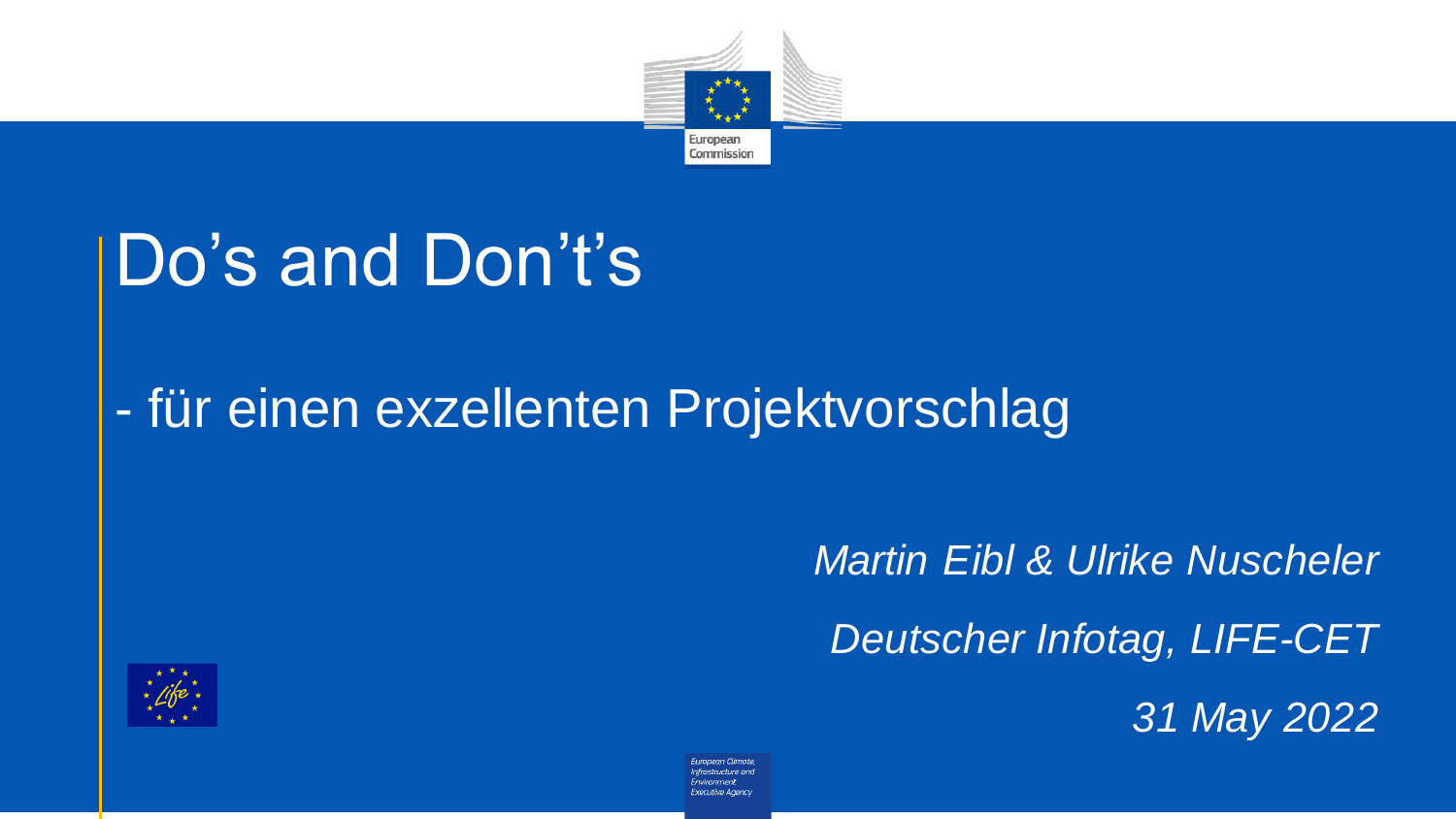# Do’s and Don’t’s

## - für einen exzellenten Projektvorschlag

*Martin Eibl & Ulrike Nuscheler*

*Deutscher Infotag, LIFE-CET*

*31 May 2022*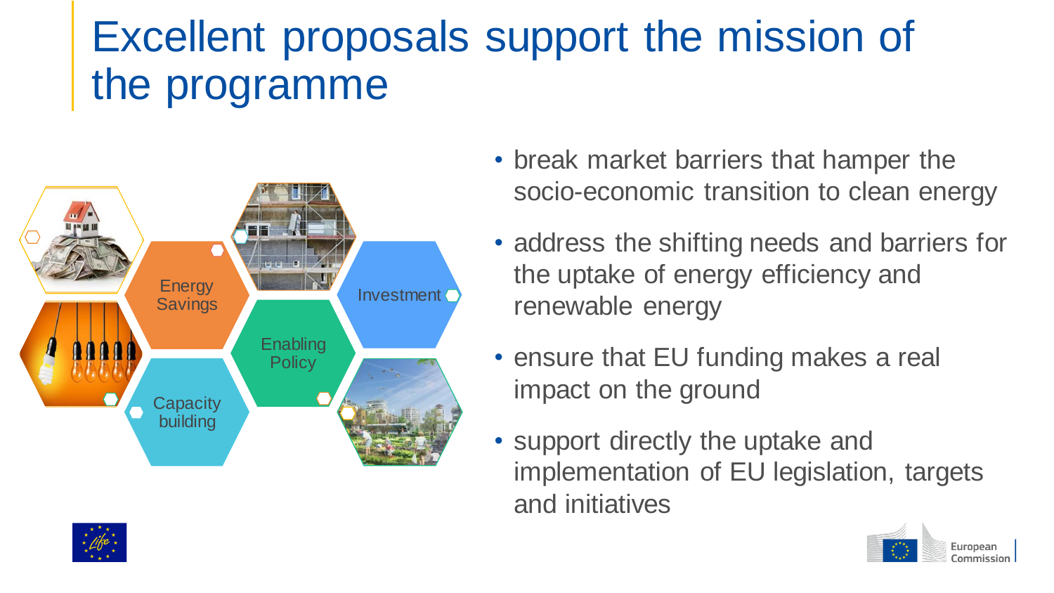# Excellent proposals support the mission of the programme

Energy Savings

Investment

Enabling Policy

Capacity building

- break market barriers that hamper the socio-economic transition to clean energy
- address the shifting needs and barriers for the uptake of energy efficiency and renewable energy
- ensure that EU funding makes a real impact on the ground
- support directly the uptake and implementation of EU legislation, targets and initiatives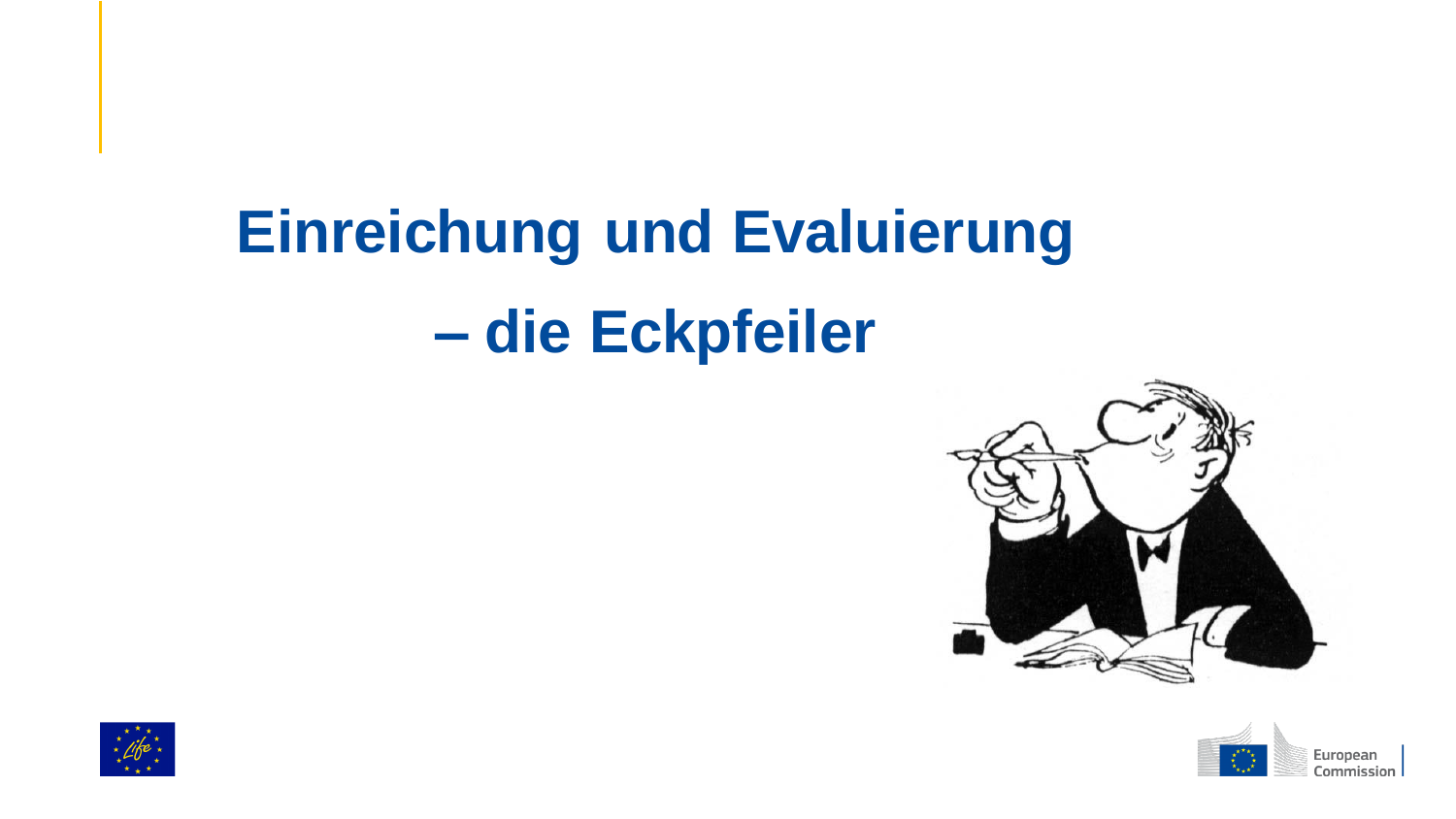# Einreichung und Evaluierung – die Eckpfeiler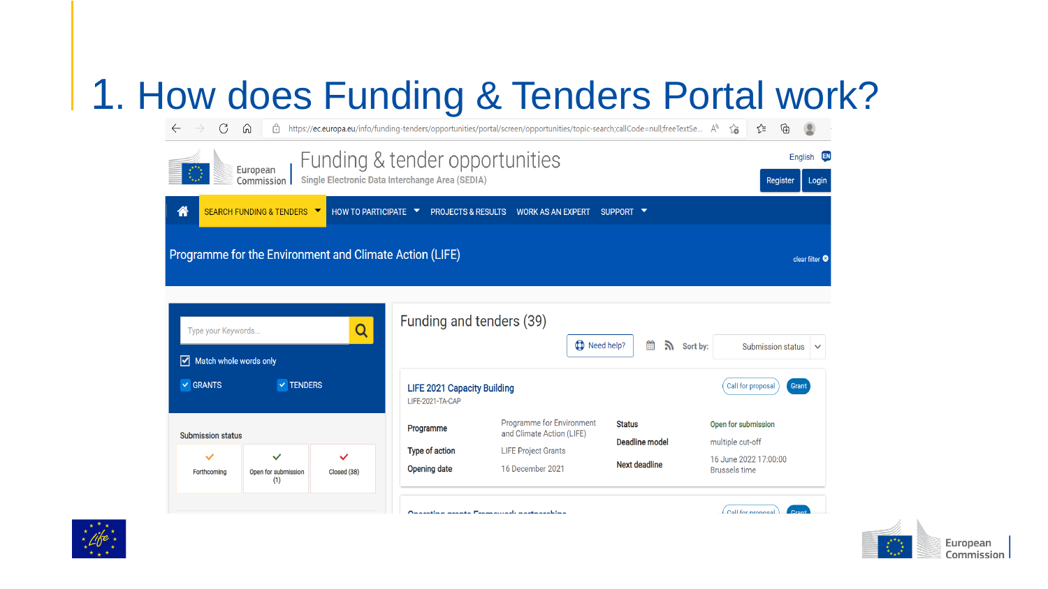# 1. How does Funding & Tenders Portal work?

https://ec.europa.eu/info/funding-tenders/opportunities/portal/screen/opportunities/topic-search;callCode=null;freeTextSe...

European Commission | Funding & tender opportunities
Single Electronic Data Interchange Area (SEDIA)

English EN

Register | Login

SEARCH FUNDING & TENDERS | HOW TO PARTICIPATE | PROJECTS & RESULTS | WORK AS AN EXPERT | SUPPORT

Programme for the Environment and Climate Action (LIFE)

clear filter

Type your Keywords...

Match whole words only

GRANTS | TENDERS

Submission status

| Forthcoming | Open for submission (1) | Closed (38) |
|---|---|---|

## Funding and tenders (39)

Need help? | Sort by: Submission status

**LIFE 2021 Capacity Building**
LIFE-2021-TA-CAP

Call for proposal | Grant

| | | | |
|---|---|---|---|
| Programme | Programme for Environment and Climate Action (LIFE) | Status | Open for submission |
| Type of action | LIFE Project Grants | Deadline model | multiple cut-off |
| Opening date | 16 December 2021 | Next deadline | 16 June 2022 17:00:00 Brussels time |

Operating grants Framework partnerships

Call for proposal | Grant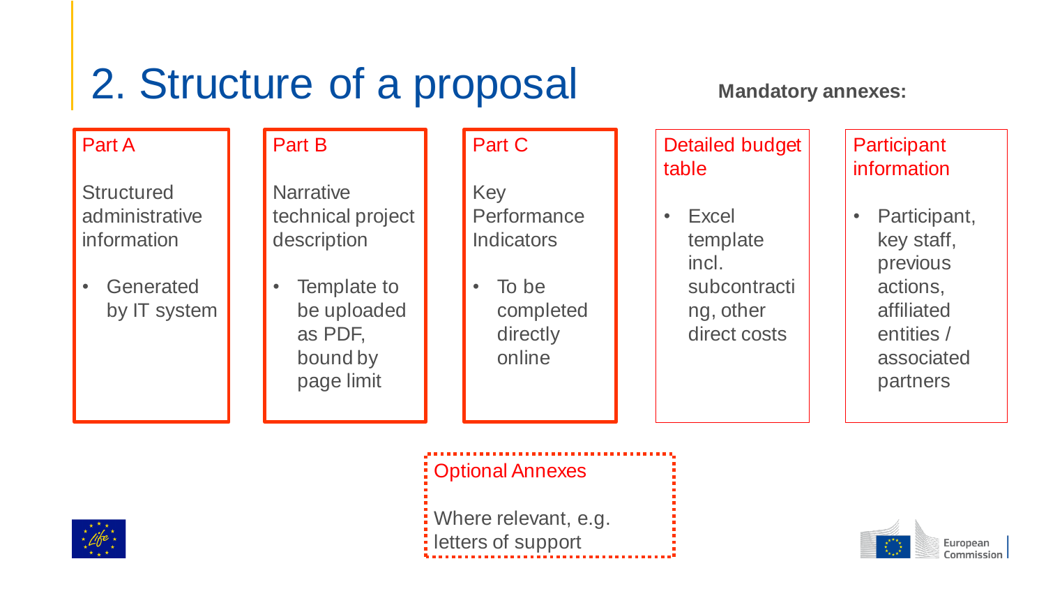# 2. Structure of a proposal

**Mandatory annexes:**

**Part A**

Structured administrative information

- Generated by IT system

**Part B**

Narrative technical project description

- Template to be uploaded as PDF, bound by page limit

**Part C**

Key Performance Indicators

- To be completed directly online

**Detailed budget table**

- Excel template incl. subcontracting, other direct costs

**Participant information**

- Participant, key staff, previous actions, affiliated entities / associated partners

**Optional Annexes**

Where relevant, e.g. letters of support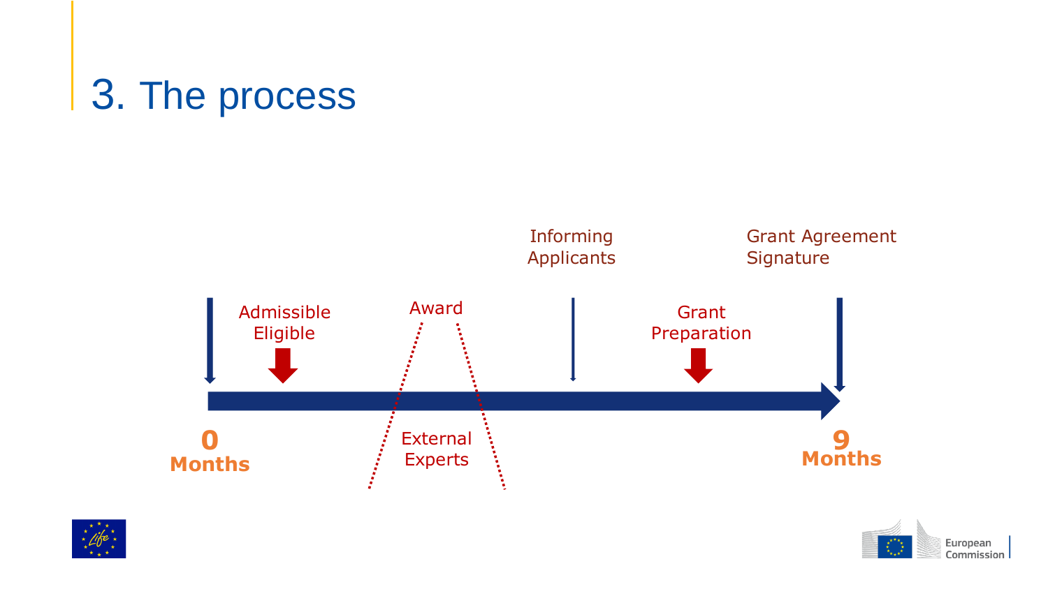# 3. The process

0 Months

Admissible
Eligible

Award

External
Experts

Informing
Applicants

Grant
Preparation

Grant Agreement
Signature

9 Months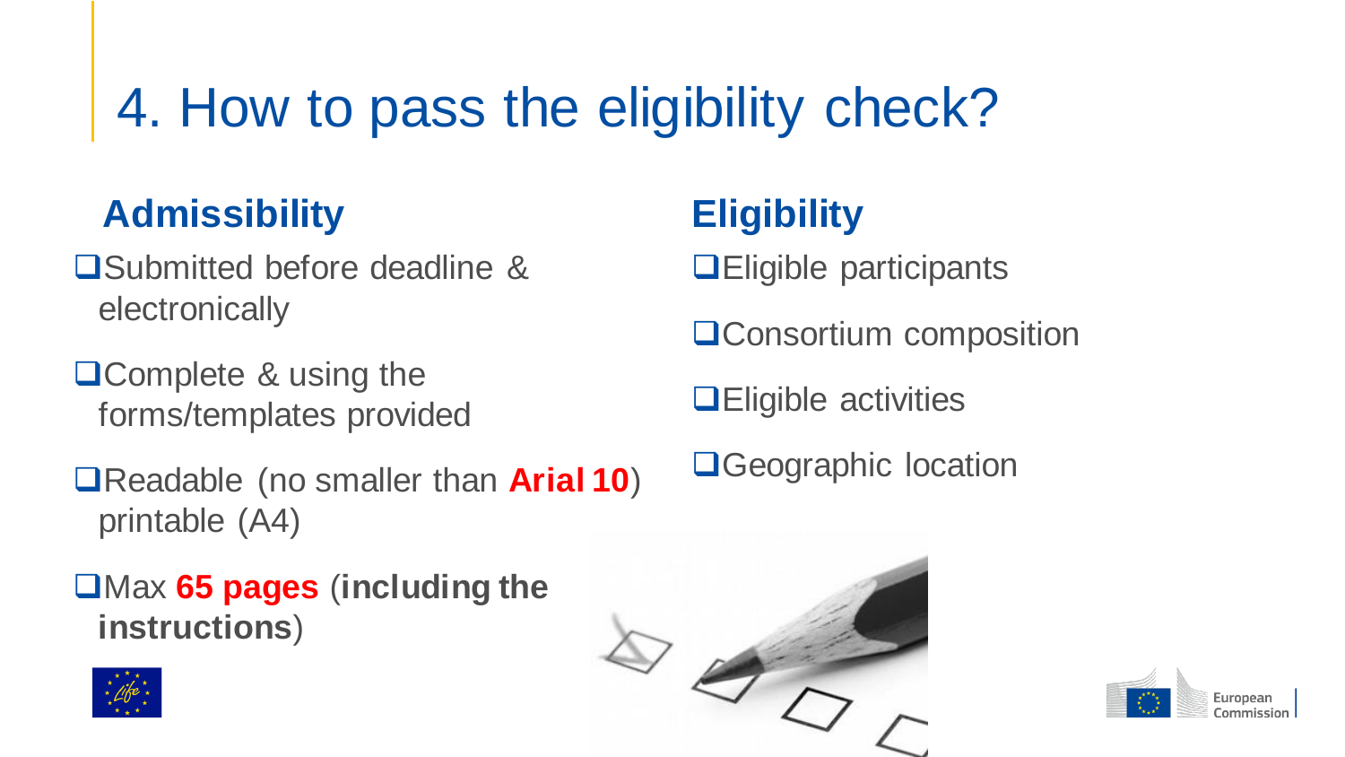# 4. How to pass the eligibility check?

## Admissibility

- Submitted before deadline & electronically
- Complete & using the forms/templates provided
- Readable (no smaller than **Arial 10**) printable (A4)
- Max **65 pages** (**including the instructions**)

## Eligibility

- Eligible participants
- Consortium composition
- Eligible activities
- Geographic location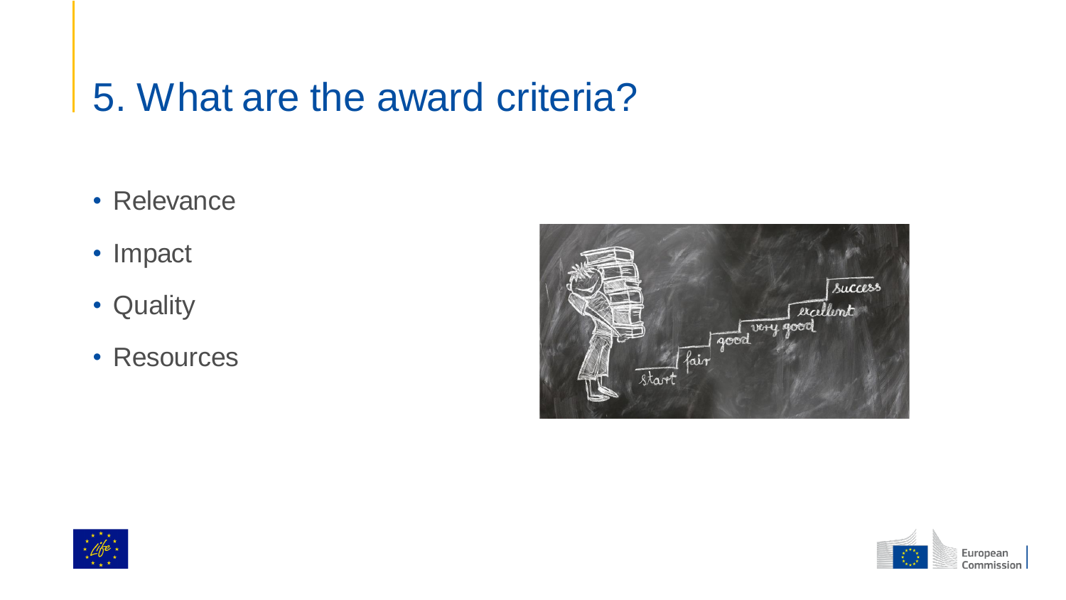# 5. What are the award criteria?

- Relevance
- Impact
- Quality
- Resources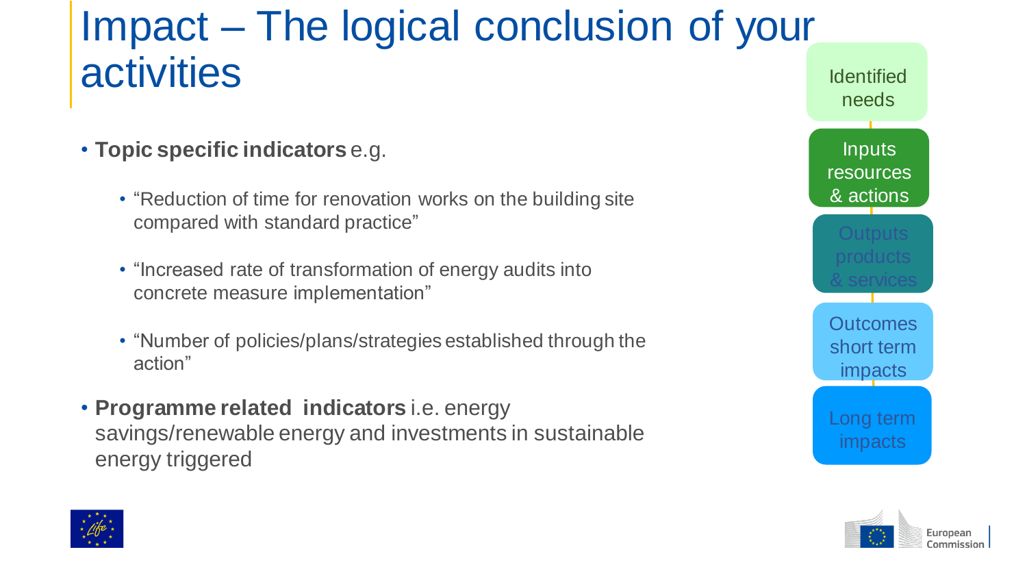# Impact – The logical conclusion of your activities

- **Topic specific indicators** e.g.
  - "Reduction of time for renovation works on the building site compared with standard practice"
  - "Increased rate of transformation of energy audits into concrete measure implementation"
  - "Number of policies/plans/strategies established through the action"
- **Programme related indicators** i.e. energy savings/renewable energy and investments in sustainable energy triggered

Identified needs

Inputs resources & actions

Outputs products & services

Outcomes short term impacts

Long term impacts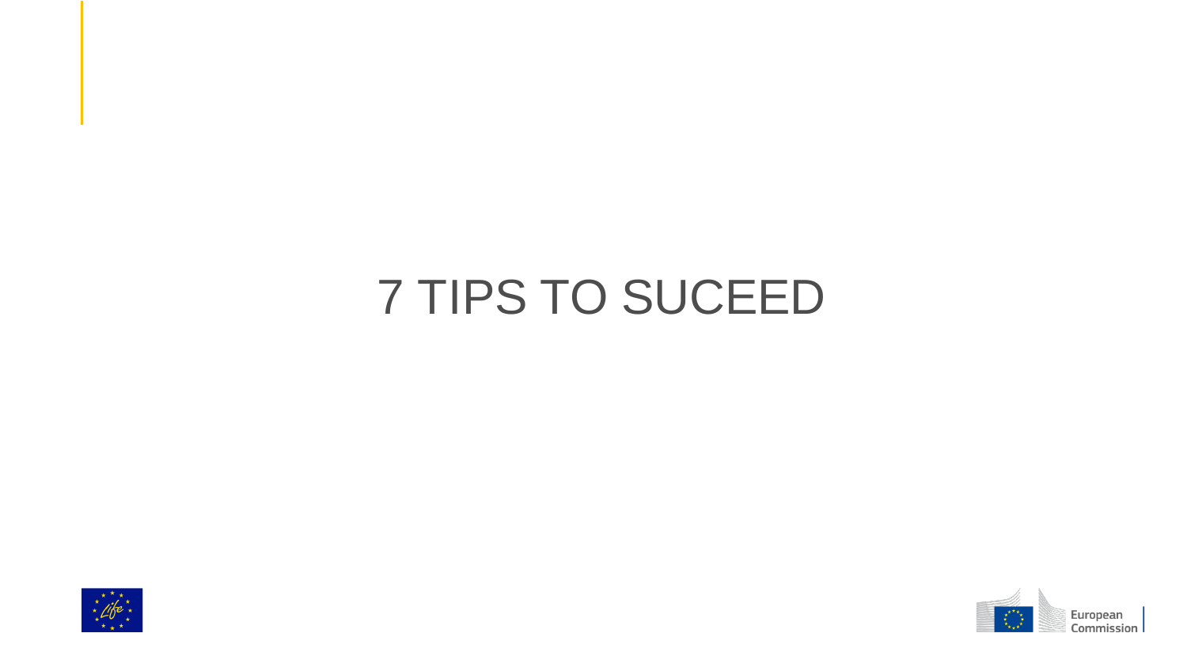# 7 TIPS TO SUCEED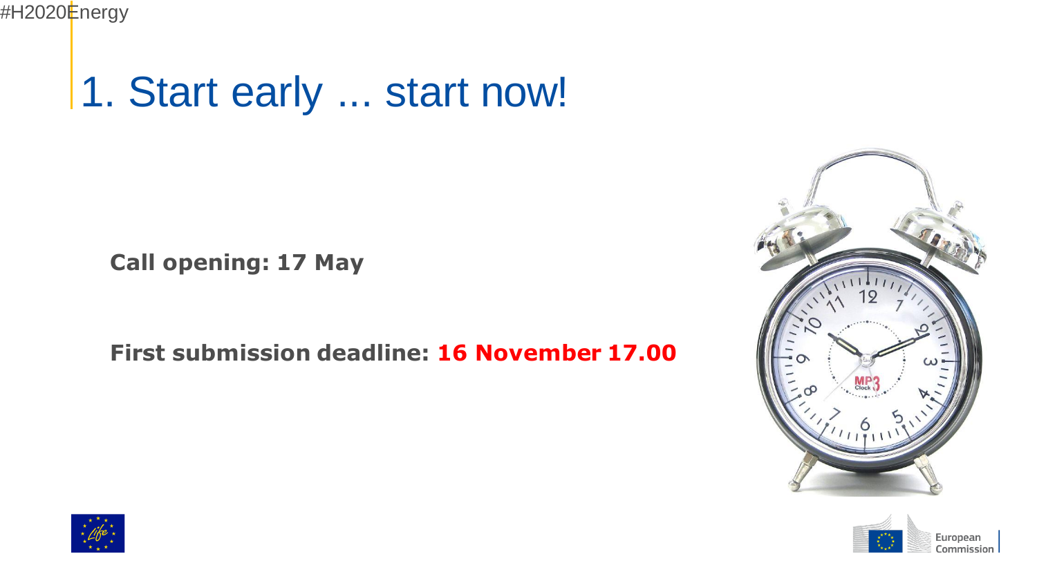# 1. Start early ... start now!

**Call opening: 17 May**

**First submission deadline: 16 November 17.00**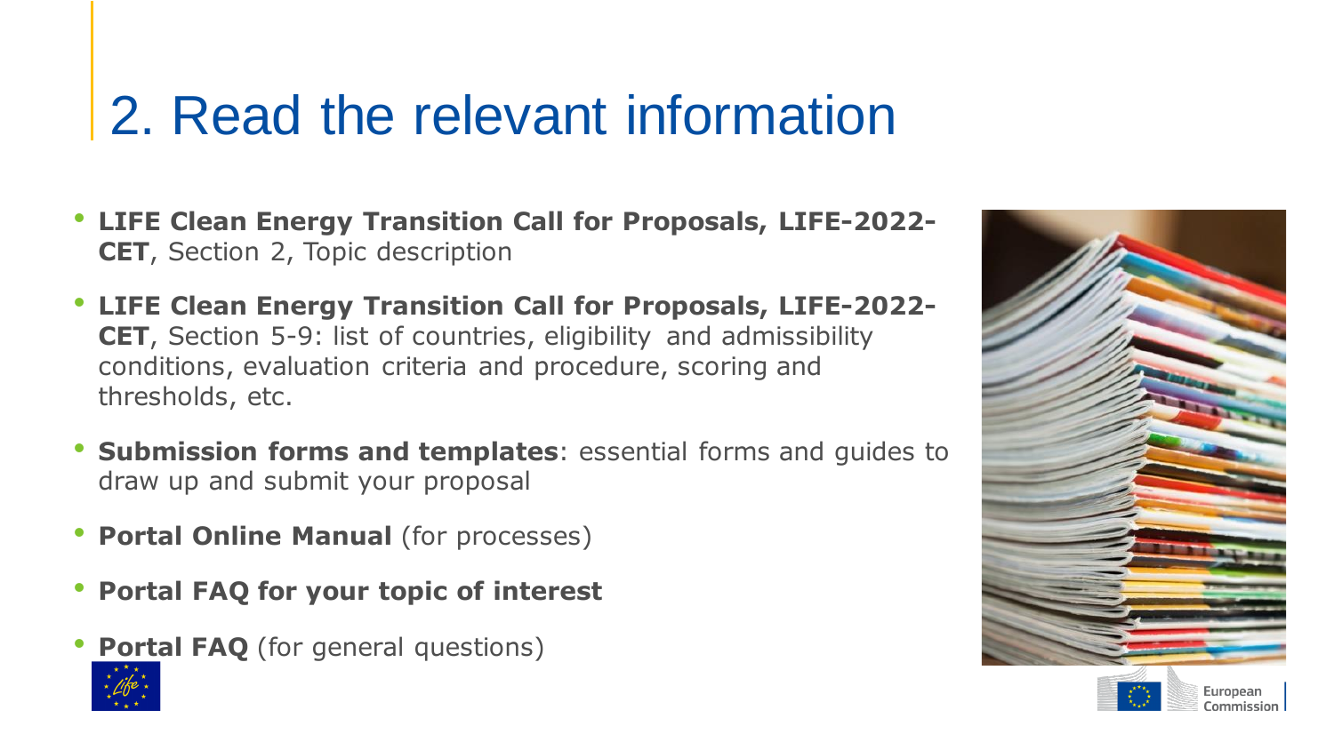# 2. Read the relevant information

- **LIFE Clean Energy Transition Call for Proposals, LIFE-2022-CET**, Section 2, Topic description
- **LIFE Clean Energy Transition Call for Proposals, LIFE-2022-CET**, Section 5-9: list of countries, eligibility and admissibility conditions, evaluation criteria and procedure, scoring and thresholds, etc.
- **Submission forms and templates**: essential forms and guides to draw up and submit your proposal
- **Portal Online Manual** (for processes)
- **Portal FAQ for your topic of interest**
- **Portal FAQ** (for general questions)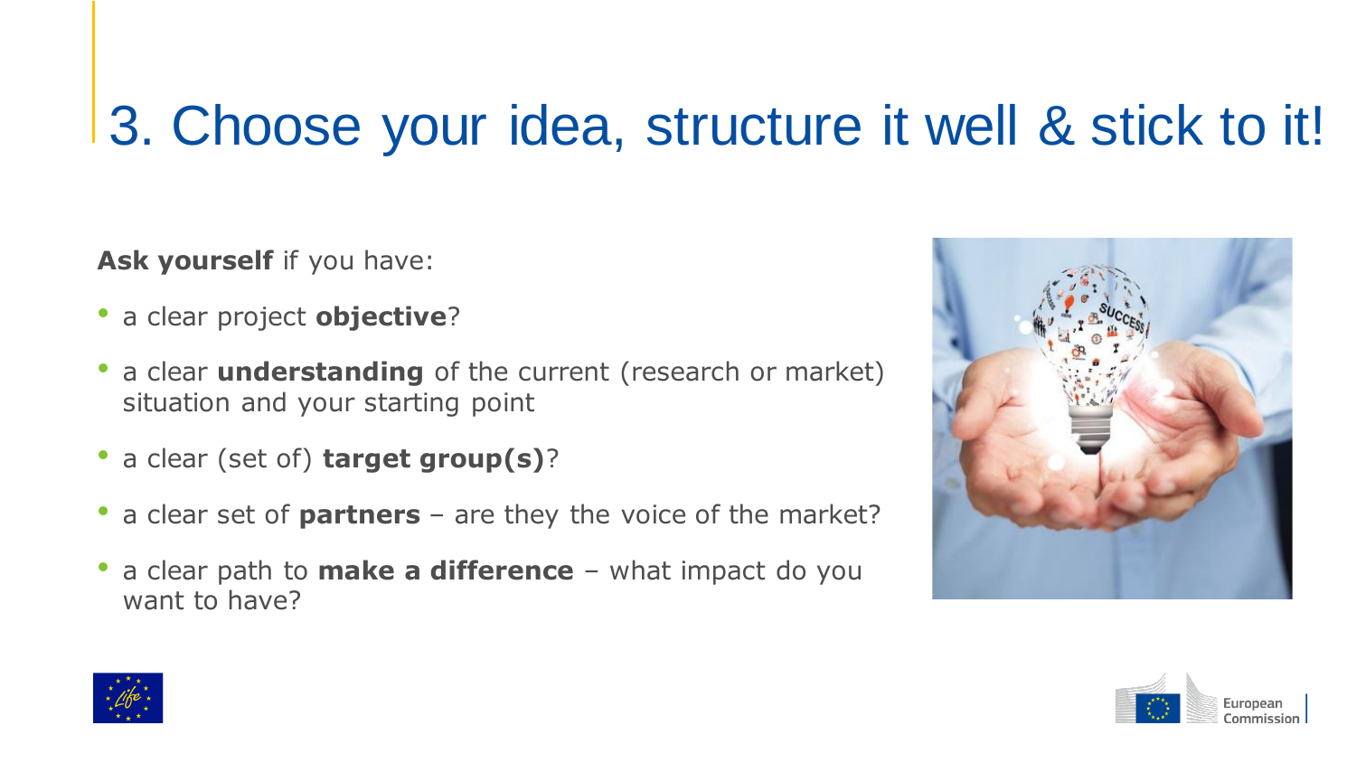# 3. Choose your idea, structure it well & stick to it!

**Ask yourself** if you have:

- a clear project **objective**?
- a clear **understanding** of the current (research or market) situation and your starting point
- a clear (set of) **target group(s)**?
- a clear set of **partners** – are they the voice of the market?
- a clear path to **make a difference** – what impact do you want to have?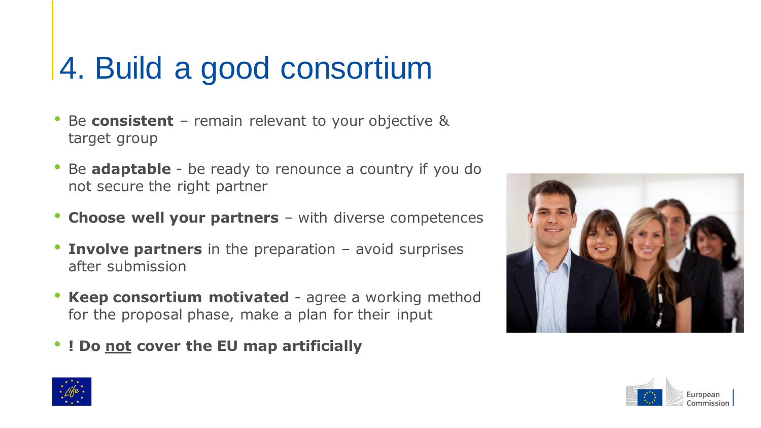# 4. Build a good consortium

- Be **consistent** – remain relevant to your objective & target group
- Be **adaptable** - be ready to renounce a country if you do not secure the right partner
- **Choose well your partners** – with diverse competences
- **Involve partners** in the preparation – avoid surprises after submission
- **Keep consortium motivated** - agree a working method for the proposal phase, make a plan for their input
- **! Do <u>not</u> cover the EU map artificially**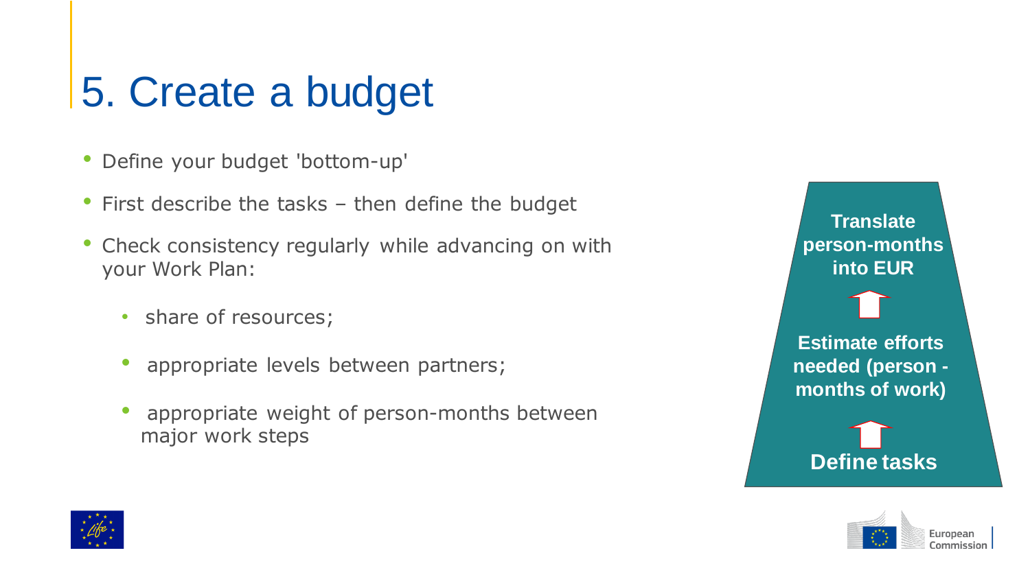# 5. Create a budget

- Define your budget 'bottom-up'
- First describe the tasks – then define the budget
- Check consistency regularly while advancing on with your Work Plan:
  - share of resources;
  - appropriate levels between partners;
  - appropriate weight of person-months between major work steps

**Translate person-months into EUR**

↑

**Estimate efforts needed (person - months of work)**

↑

**Define tasks**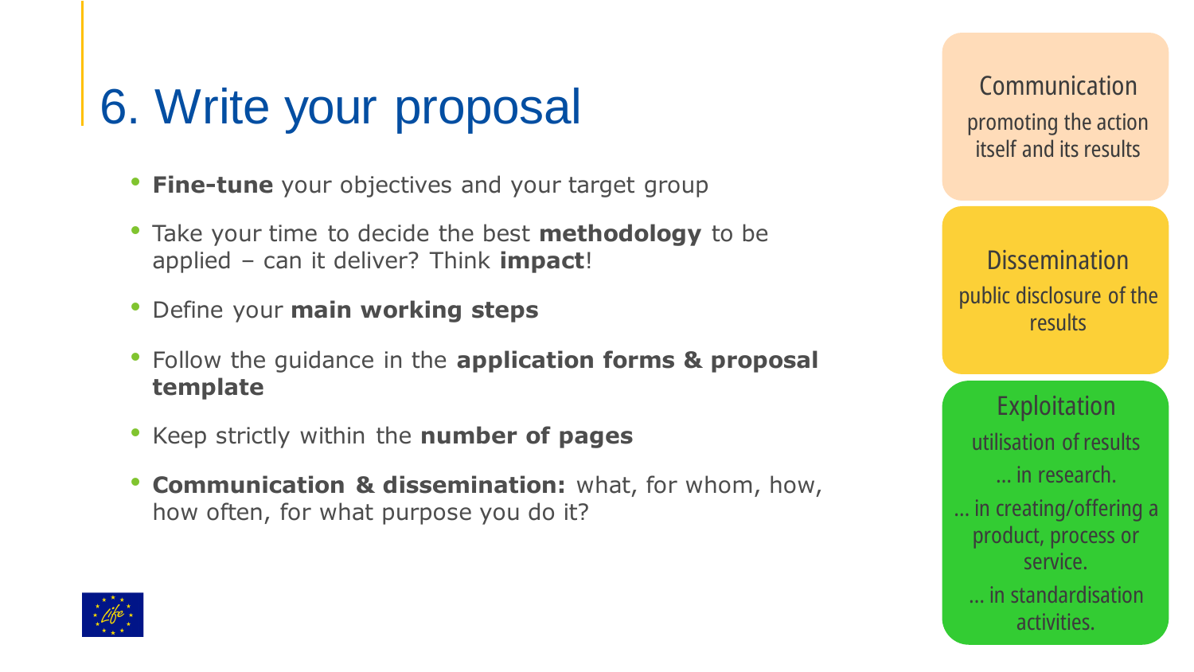# 6. Write your proposal

- **Fine-tune** your objectives and your target group
- Take your time to decide the best **methodology** to be applied – can it deliver? Think **impact**!
- Define your **main working steps**
- Follow the guidance in the **application forms & proposal template**
- Keep strictly within the **number of pages**
- **Communication & dissemination:** what, for whom, how, how often, for what purpose you do it?

**Communication**
promoting the action itself and its results

**Dissemination**
public disclosure of the results

**Exploitation**
utilisation of results
... in research.
... in creating/offering a product, process or service.
... in standardisation activities.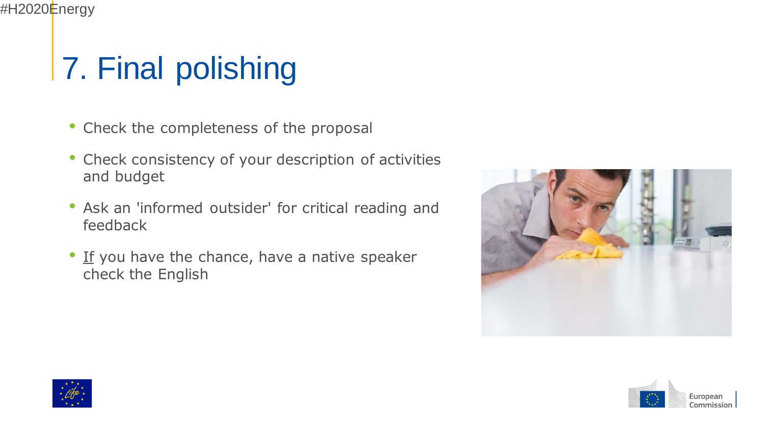# 7. Final polishing

- Check the completeness of the proposal
- Check consistency of your description of activities and budget
- Ask an 'informed outsider' for critical reading and feedback
- If you have the chance, have a native speaker check the English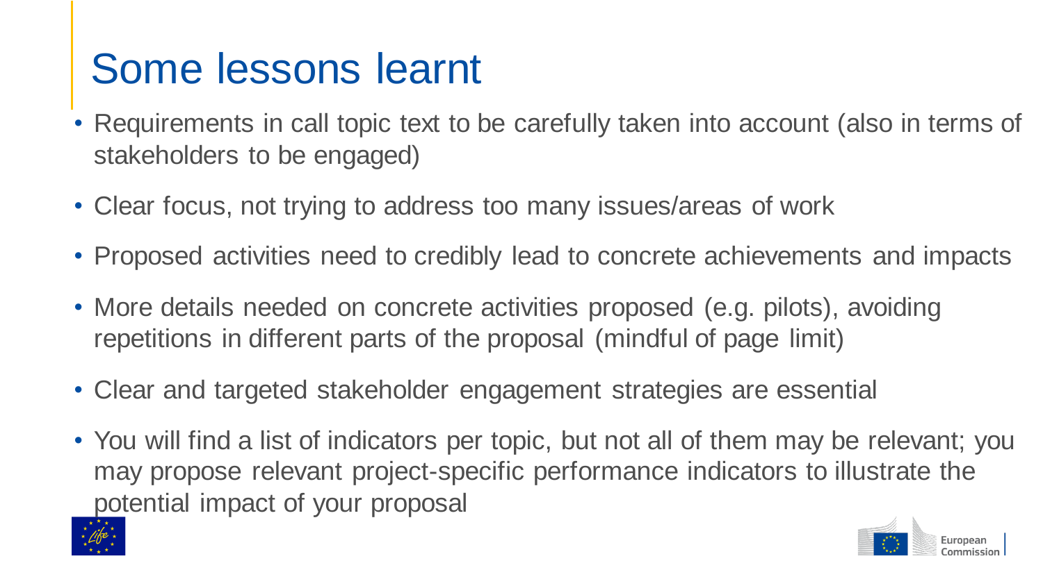# Some lessons learnt

- Requirements in call topic text to be carefully taken into account (also in terms of stakeholders to be engaged)
- Clear focus, not trying to address too many issues/areas of work
- Proposed activities need to credibly lead to concrete achievements and impacts
- More details needed on concrete activities proposed (e.g. pilots), avoiding repetitions in different parts of the proposal (mindful of page limit)
- Clear and targeted stakeholder engagement strategies are essential
- You will find a list of indicators per topic, but not all of them may be relevant; you may propose relevant project-specific performance indicators to illustrate the potential impact of your proposal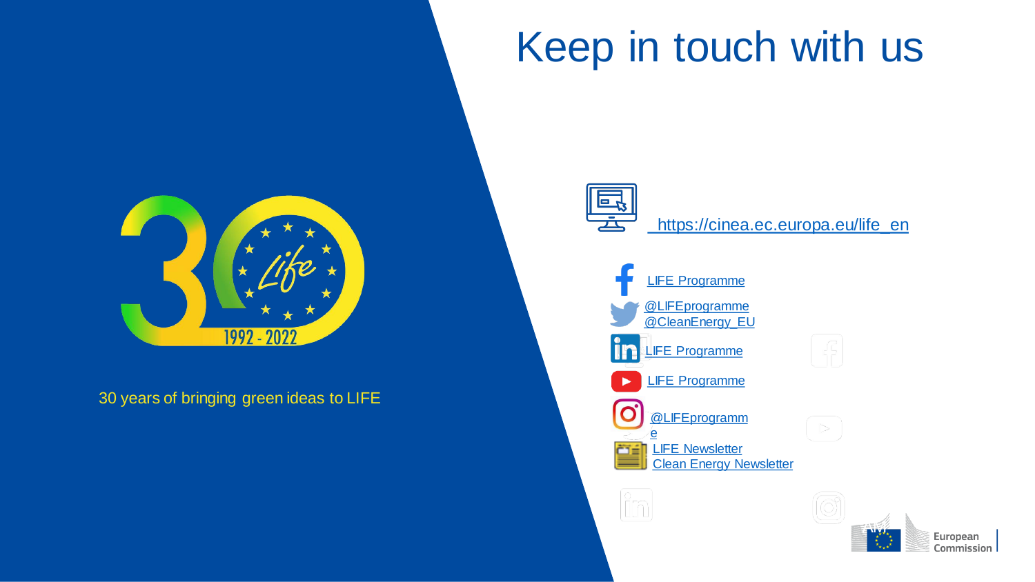# Keep in touch with us

30 years of bringing green ideas to LIFE

https://cinea.ec.europa.eu/life_en

LIFE Programme

@LIFEprogramme
@CleanEnergy_EU

LIFE Programme

LIFE Programme

@LIFEprogramme

LIFE Newsletter
Clean Energy Newsletter